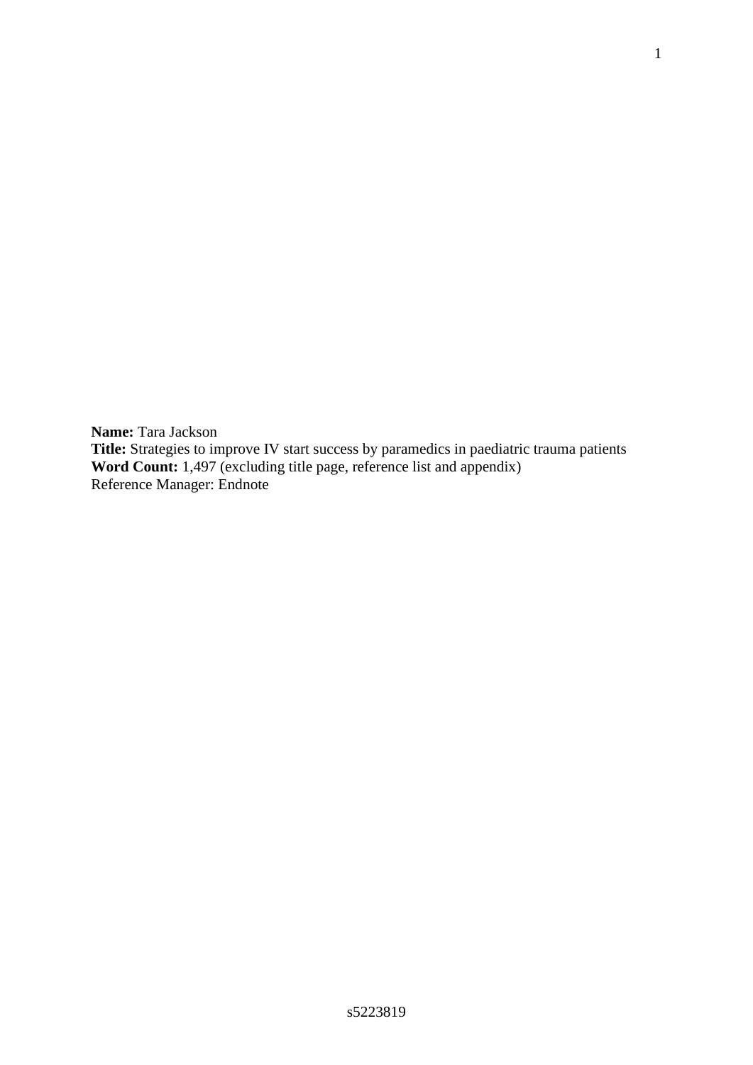**Name:** Tara Jackson
**Title:** Strategies to improve IV start success by paramedics in paediatric trauma patients
**Word Count:** 1,497 (excluding title page, reference list and appendix)
Reference Manager: Endnote

s5223819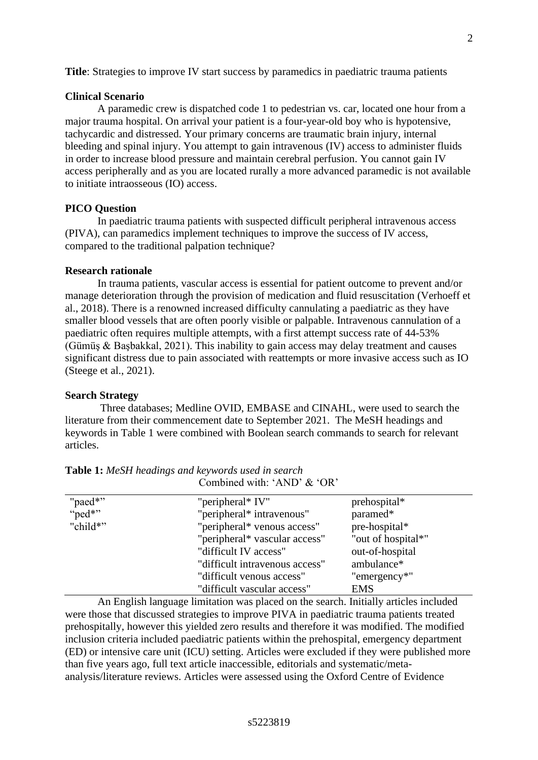**Title**: Strategies to improve IV start success by paramedics in paediatric trauma patients

**Clinical Scenario**

A paramedic crew is dispatched code 1 to pedestrian vs. car, located one hour from a major trauma hospital. On arrival your patient is a four-year-old boy who is hypotensive, tachycardic and distressed. Your primary concerns are traumatic brain injury, internal bleeding and spinal injury. You attempt to gain intravenous (IV) access to administer fluids in order to increase blood pressure and maintain cerebral perfusion. You cannot gain IV access peripherally and as you are located rurally a more advanced paramedic is not available to initiate intraosseous (IO) access.

**PICO Question**

In paediatric trauma patients with suspected difficult peripheral intravenous access (PIVA), can paramedics implement techniques to improve the success of IV access, compared to the traditional palpation technique?

**Research rationale**

In trauma patients, vascular access is essential for patient outcome to prevent and/or manage deterioration through the provision of medication and fluid resuscitation (Verhoeff et al., 2018). There is a renowned increased difficulty cannulating a paediatric as they have smaller blood vessels that are often poorly visible or palpable. Intravenous cannulation of a paediatric often requires multiple attempts, with a first attempt success rate of 44-53% (Gümüş & Başbakkal, 2021). This inability to gain access may delay treatment and causes significant distress due to pain associated with reattempts or more invasive access such as IO (Steege et al., 2021).

**Search Strategy**

Three databases; Medline OVID, EMBASE and CINAHL, were used to search the literature from their commencement date to September 2021. The MeSH headings and keywords in Table 1 were combined with Boolean search commands to search for relevant articles.

**Table 1:** *MeSH headings and keywords used in search*

Combined with: 'AND' & 'OR'

| | | |
|---|---|---|
| "paed*" | "peripheral* IV" | prehospital* |
| "ped*" | "peripheral* intravenous" | paramed* |
| "child*" | "peripheral* venous access" | pre-hospital* |
| | "peripheral* vascular access" | "out of hospital*" |
| | "difficult IV access" | out-of-hospital |
| | "difficult intravenous access" | ambulance* |
| | "difficult venous access" | "emergency*" |
| | "difficult vascular access" | EMS |

An English language limitation was placed on the search. Initially articles included were those that discussed strategies to improve PIVA in paediatric trauma patients treated prehospitally, however this yielded zero results and therefore it was modified. The modified inclusion criteria included paediatric patients within the prehospital, emergency department (ED) or intensive care unit (ICU) setting. Articles were excluded if they were published more than five years ago, full text article inaccessible, editorials and systematic/meta-analysis/literature reviews. Articles were assessed using the Oxford Centre of Evidence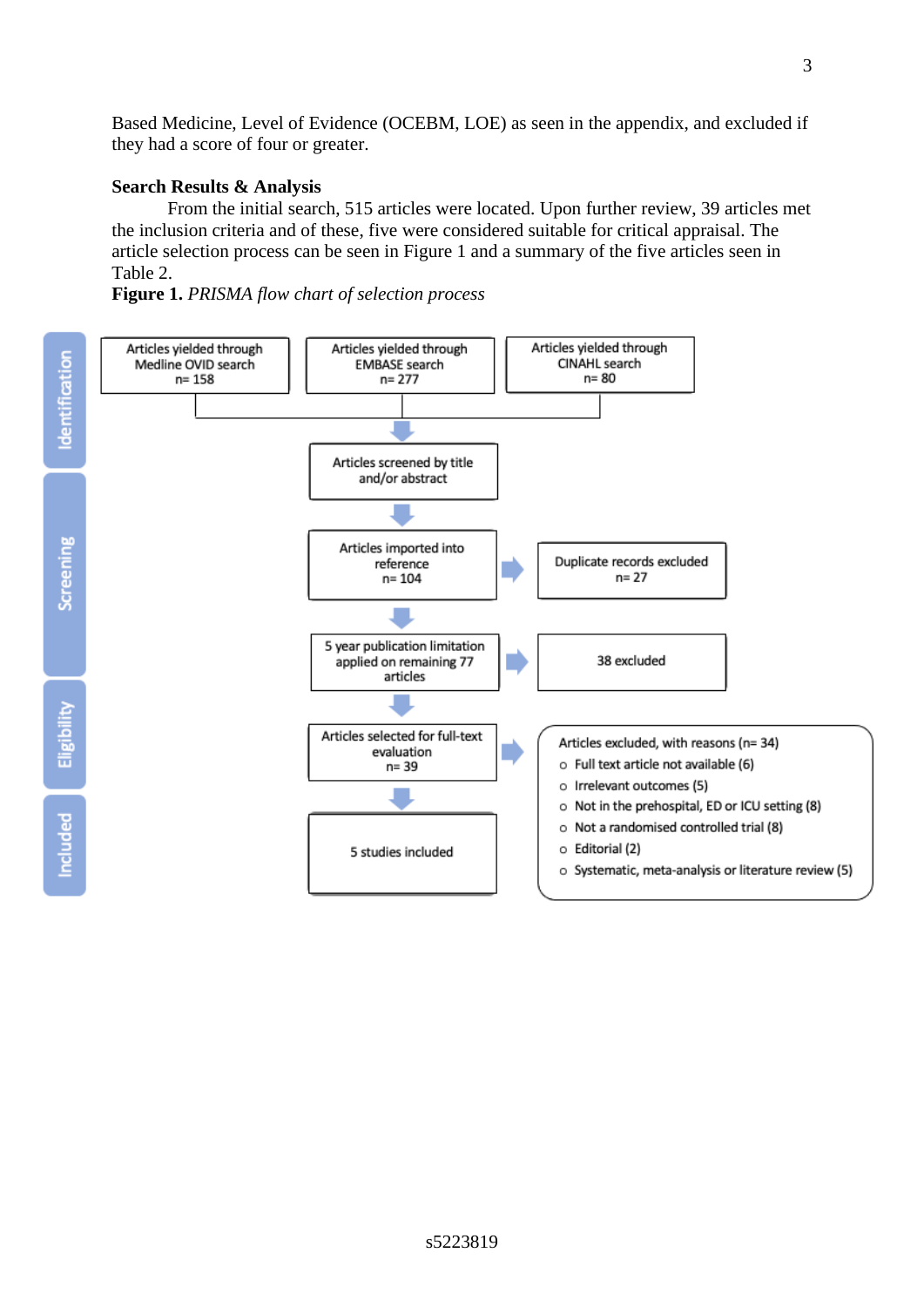Based Medicine, Level of Evidence (OCEBM, LOE) as seen in the appendix, and excluded if they had a score of four or greater.

**Search Results & Analysis**

From the initial search, 515 articles were located. Upon further review, 39 articles met the inclusion criteria and of these, five were considered suitable for critical appraisal. The article selection process can be seen in Figure 1 and a summary of the five articles seen in Table 2.

**Figure 1.** *PRISMA flow chart of selection process*

**Identification**

- Articles yielded through Medline OVID search n= 158
- Articles yielded through EMBASE search n= 277
- Articles yielded through CINAHL search n= 80

**Screening**

- Articles screened by title and/or abstract
- Articles imported into reference n= 104 → Duplicate records excluded n= 27
- 5 year publication limitation applied on remaining 77 articles → 38 excluded

**Eligibility**

- Articles selected for full-text evaluation n= 39 → Articles excluded, with reasons (n= 34)
  - Full text article not available (6)
  - Irrelevant outcomes (5)
  - Not in the prehospital, ED or ICU setting (8)
  - Not a randomised controlled trial (8)
  - Editorial (2)
  - Systematic, meta-analysis or literature review (5)

**Included**

- 5 studies included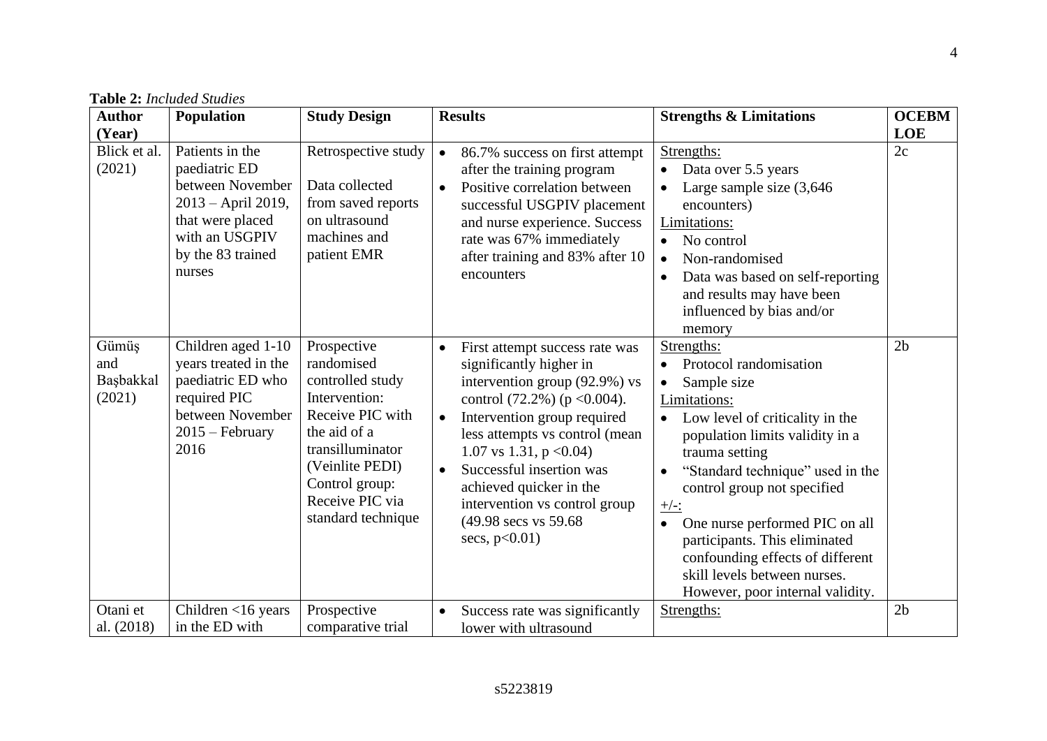**Table 2:** *Included Studies*

| Author (Year) | Population | Study Design | Results | Strengths & Limitations | OCEBM LOE |
|---|---|---|---|---|---|
| Blick et al. (2021) | Patients in the paediatric ED between November 2013 – April 2019, that were placed with an USGPIV by the 83 trained nurses | Retrospective study<br><br>Data collected from saved reports on ultrasound machines and patient EMR | • 86.7% success on first attempt after the training program<br>• Positive correlation between successful USGPIV placement and nurse experience. Success rate was 67% immediately after training and 83% after 10 encounters | Strengths:<br>• Data over 5.5 years<br>• Large sample size (3,646 encounters)<br>Limitations:<br>• No control<br>• Non-randomised<br>• Data was based on self-reporting and results may have been influenced by bias and/or memory | 2c |
| Gümüş and Başbakkal (2021) | Children aged 1-10 years treated in the paediatric ED who required PIC between November 2015 – February 2016 | Prospective randomised controlled study<br>Intervention: Receive PIC with the aid of a transilluminator (Veinlite PEDI)<br>Control group: Receive PIC via standard technique | • First attempt success rate was significantly higher in intervention group (92.9%) vs control (72.2%) ($p < 0.004$).<br>• Intervention group required less attempts vs control (mean 1.07 vs 1.31, $p < 0.04$)<br>• Successful insertion was achieved quicker in the intervention vs control group (49.98 secs vs 59.68 secs, $p < 0.01$) | Strengths:<br>• Protocol randomisation<br>• Sample size<br>Limitations:<br>• Low level of criticality in the population limits validity in a trauma setting<br>• "Standard technique" used in the control group not specified<br>+/-:<br>• One nurse performed PIC on all participants. This eliminated confounding effects of different skill levels between nurses. However, poor internal validity. | 2b |
| Otani et al. (2018) | Children <16 years in the ED with | Prospective comparative trial | • Success rate was significantly lower with ultrasound | Strengths: | 2b |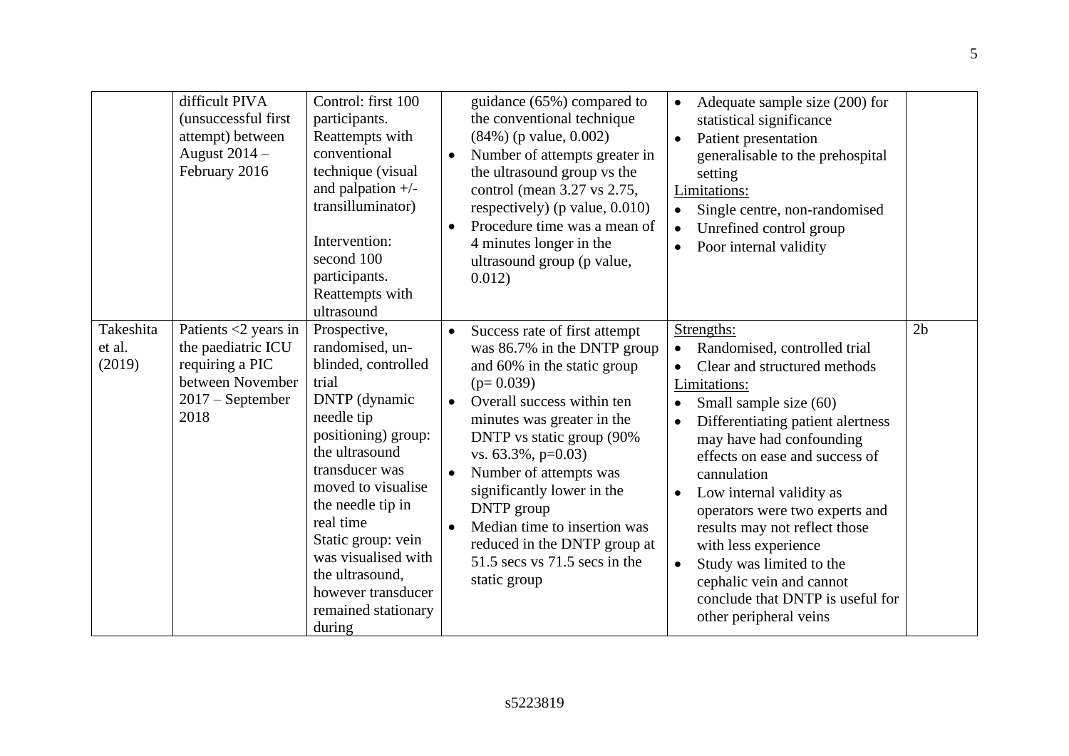| | | | | | |
|---|---|---|---|---|---|
| | difficult PIVA (unsuccessful first attempt) between August 2014 – February 2016 | Control: first 100 participants. Reattempts with conventional technique (visual and palpation +/- transilluminator)<br><br>Intervention: second 100 participants. Reattempts with ultrasound | guidance (65%) compared to the conventional technique (84%) (p value, 0.002)<br>• Number of attempts greater in the ultrasound group vs the control (mean 3.27 vs 2.75, respectively) (p value, 0.010)<br>• Procedure time was a mean of 4 minutes longer in the ultrasound group (p value, 0.012) | • Adequate sample size (200) for statistical significance<br>• Patient presentation generalisable to the prehospital setting<br>Limitations:<br>• Single centre, non-randomised<br>• Unrefined control group<br>• Poor internal validity | |
| Takeshita et al. (2019) | Patients <2 years in the paediatric ICU requiring a PIC between November 2017 – September 2018 | Prospective, randomised, un-blinded, controlled trial<br>DNTP (dynamic needle tip positioning) group: the ultrasound transducer was moved to visualise the needle tip in real time<br>Static group: vein was visualised with the ultrasound, however transducer remained stationary during | • Success rate of first attempt was 86.7% in the DNTP group and 60% in the static group (p= 0.039)<br>• Overall success within ten minutes was greater in the DNTP vs static group (90% vs. 63.3%, p=0.03)<br>• Number of attempts was significantly lower in the DNTP group<br>• Median time to insertion was reduced in the DNTP group at 51.5 secs vs 71.5 secs in the static group | Strengths:<br>• Randomised, controlled trial<br>• Clear and structured methods<br>Limitations:<br>• Small sample size (60)<br>• Differentiating patient alertness may have had confounding effects on ease and success of cannulation<br>• Low internal validity as operators were two experts and results may not reflect those with less experience<br>• Study was limited to the cephalic vein and cannot conclude that DNTP is useful for other peripheral veins | 2b |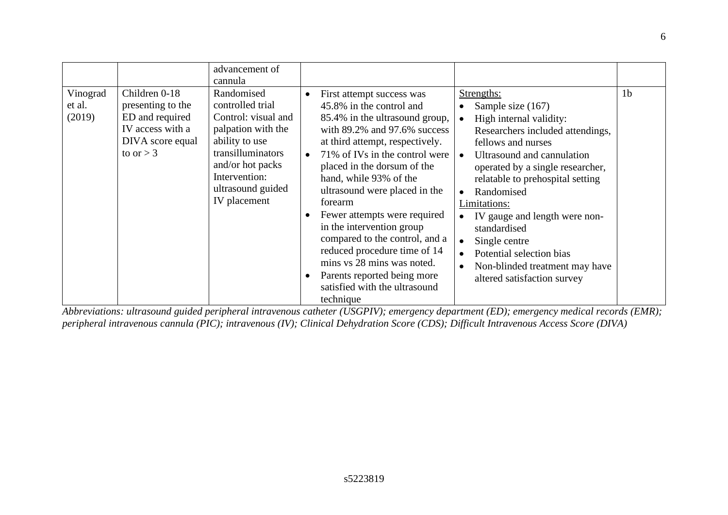| | | | | | |
|---|---|---|---|---|---|
| | | advancement of cannula | | | |
| Vinograd et al. (2019) | Children 0-18 presenting to the ED and required IV access with a DIVA score equal to or > 3 | Randomised controlled trial<br>Control: visual and palpation with the ability to use transilluminators and/or hot packs<br>Intervention: ultrasound guided IV placement | • First attempt success was 45.8% in the control and 85.4% in the ultrasound group, with 89.2% and 97.6% success at third attempt, respectively.<br>• 71% of IVs in the control were placed in the dorsum of the hand, while 93% of the ultrasound were placed in the forearm<br>• Fewer attempts were required in the intervention group compared to the control, and a reduced procedure time of 14 mins vs 28 mins was noted.<br>• Parents reported being more satisfied with the ultrasound technique | <u>Strengths:</u><br>• Sample size (167)<br>• High internal validity: Researchers included attendings, fellows and nurses<br>• Ultrasound and cannulation operated by a single researcher, relatable to prehospital setting<br>• Randomised<br><u>Limitations:</u><br>• IV gauge and length were non-standardised<br>• Single centre<br>• Potential selection bias<br>• Non-blinded treatment may have altered satisfaction survey | 1b |

*Abbreviations: ultrasound guided peripheral intravenous catheter (USGPIV); emergency department (ED); emergency medical records (EMR); peripheral intravenous cannula (PIC); intravenous (IV); Clinical Dehydration Score (CDS); Difficult Intravenous Access Score (DIVA)*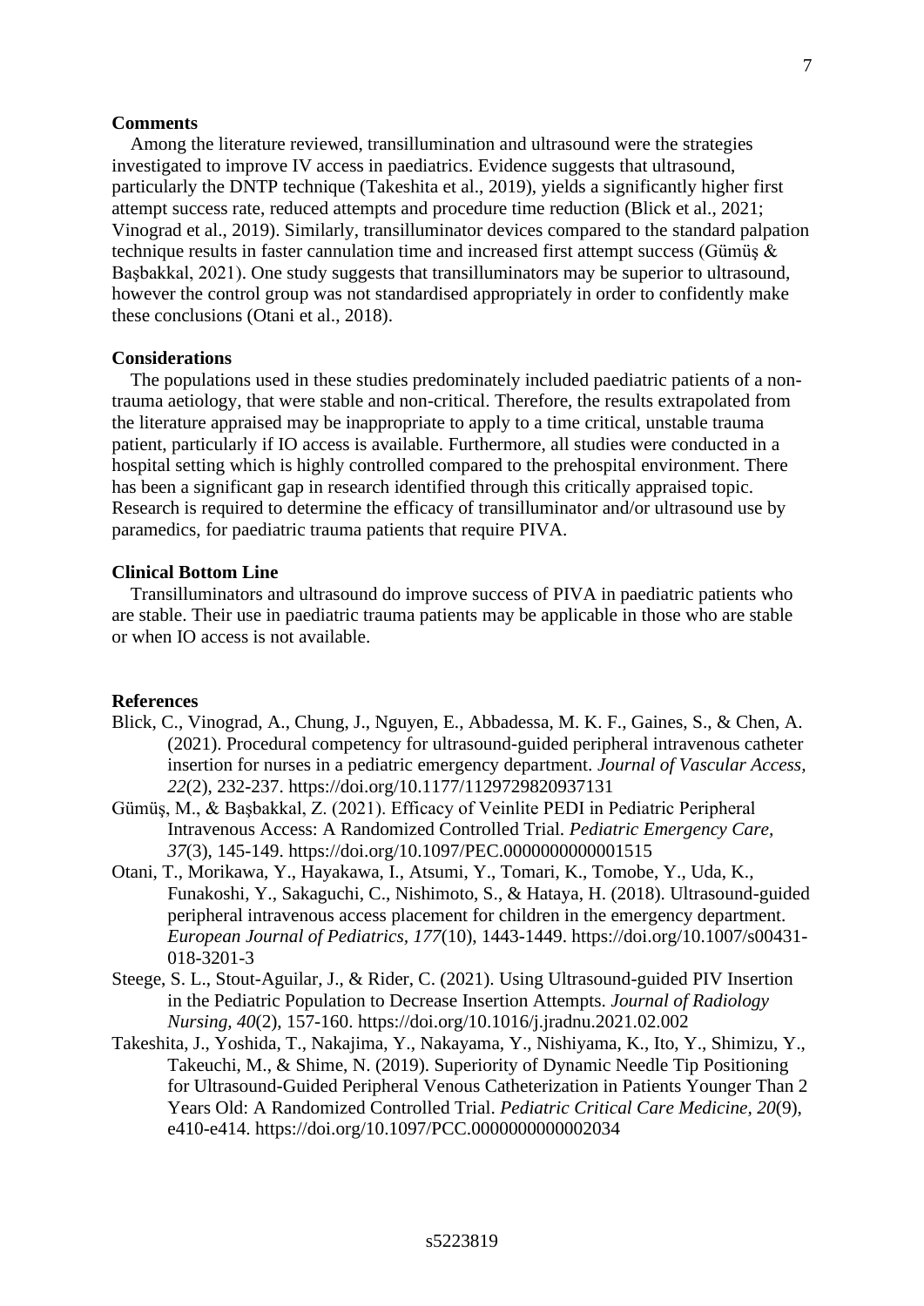## Comments

Among the literature reviewed, transillumination and ultrasound were the strategies investigated to improve IV access in paediatrics. Evidence suggests that ultrasound, particularly the DNTP technique (Takeshita et al., 2019), yields a significantly higher first attempt success rate, reduced attempts and procedure time reduction (Blick et al., 2021; Vinograd et al., 2019). Similarly, transilluminator devices compared to the standard palpation technique results in faster cannulation time and increased first attempt success (Gümüş & Başbakkal, 2021). One study suggests that transilluminators may be superior to ultrasound, however the control group was not standardised appropriately in order to confidently make these conclusions (Otani et al., 2018).

## Considerations

The populations used in these studies predominately included paediatric patients of a non-trauma aetiology, that were stable and non-critical. Therefore, the results extrapolated from the literature appraised may be inappropriate to apply to a time critical, unstable trauma patient, particularly if IO access is available. Furthermore, all studies were conducted in a hospital setting which is highly controlled compared to the prehospital environment. There has been a significant gap in research identified through this critically appraised topic. Research is required to determine the efficacy of transilluminator and/or ultrasound use by paramedics, for paediatric trauma patients that require PIVA.

## Clinical Bottom Line

Transilluminators and ultrasound do improve success of PIVA in paediatric patients who are stable. Their use in paediatric trauma patients may be applicable in those who are stable or when IO access is not available.

## References

Blick, C., Vinograd, A., Chung, J., Nguyen, E., Abbadessa, M. K. F., Gaines, S., & Chen, A. (2021). Procedural competency for ultrasound-guided peripheral intravenous catheter insertion for nurses in a pediatric emergency department. *Journal of Vascular Access, 22*(2), 232-237. https://doi.org/10.1177/1129729820937131

Gümüş, M., & Başbakkal, Z. (2021). Efficacy of Veinlite PEDI in Pediatric Peripheral Intravenous Access: A Randomized Controlled Trial. *Pediatric Emergency Care, 37*(3), 145-149. https://doi.org/10.1097/PEC.0000000000001515

Otani, T., Morikawa, Y., Hayakawa, I., Atsumi, Y., Tomari, K., Tomobe, Y., Uda, K., Funakoshi, Y., Sakaguchi, C., Nishimoto, S., & Hataya, H. (2018). Ultrasound-guided peripheral intravenous access placement for children in the emergency department. *European Journal of Pediatrics, 177*(10), 1443-1449. https://doi.org/10.1007/s00431-018-3201-3

Steege, S. L., Stout-Aguilar, J., & Rider, C. (2021). Using Ultrasound-guided PIV Insertion in the Pediatric Population to Decrease Insertion Attempts. *Journal of Radiology Nursing, 40*(2), 157-160. https://doi.org/10.1016/j.jradnu.2021.02.002

Takeshita, J., Yoshida, T., Nakajima, Y., Nakayama, Y., Nishiyama, K., Ito, Y., Shimizu, Y., Takeuchi, M., & Shime, N. (2019). Superiority of Dynamic Needle Tip Positioning for Ultrasound-Guided Peripheral Venous Catheterization in Patients Younger Than 2 Years Old: A Randomized Controlled Trial. *Pediatric Critical Care Medicine, 20*(9), e410-e414. https://doi.org/10.1097/PCC.0000000000002034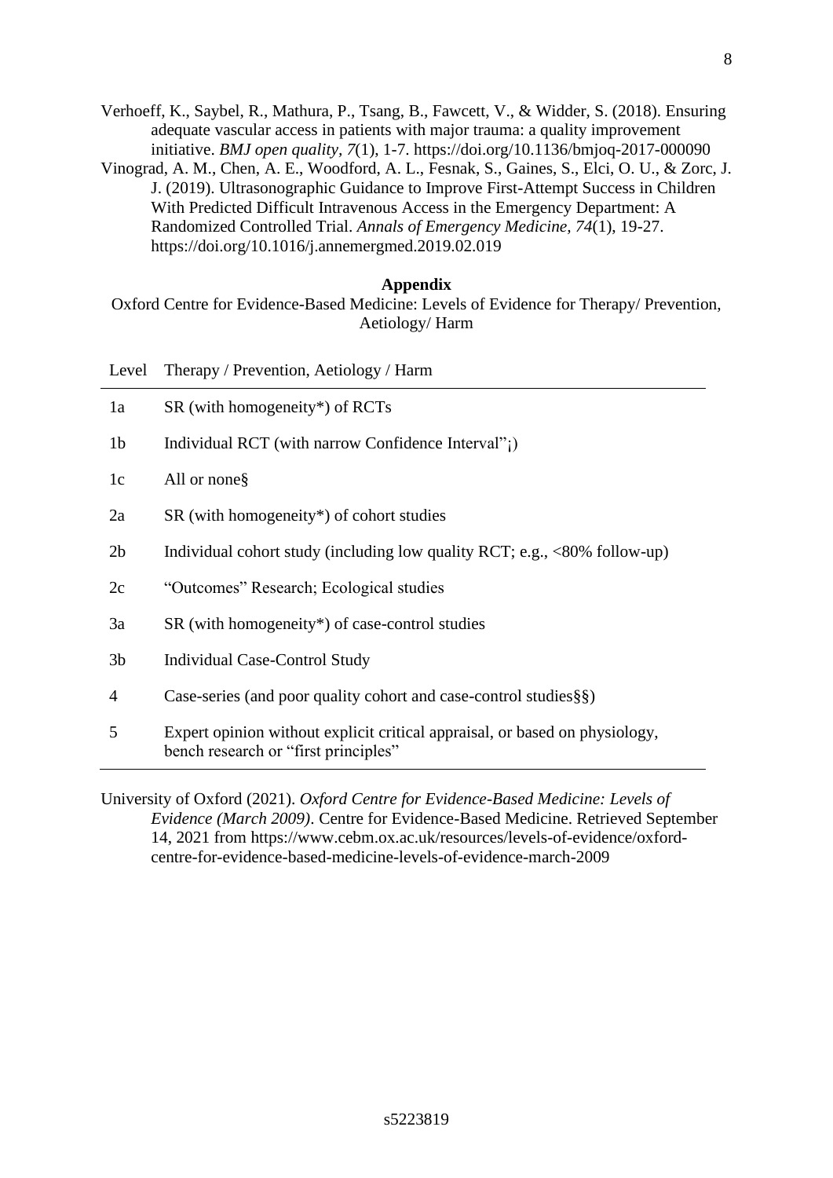Verhoeff, K., Saybel, R., Mathura, P., Tsang, B., Fawcett, V., & Widder, S. (2018). Ensuring adequate vascular access in patients with major trauma: a quality improvement initiative. *BMJ open quality*, *7*(1), 1-7. https://doi.org/10.1136/bmjoq-2017-000090

Vinograd, A. M., Chen, A. E., Woodford, A. L., Fesnak, S., Gaines, S., Elci, O. U., & Zorc, J. J. (2019). Ultrasonographic Guidance to Improve First-Attempt Success in Children With Predicted Difficult Intravenous Access in the Emergency Department: A Randomized Controlled Trial. *Annals of Emergency Medicine*, *74*(1), 19-27. https://doi.org/10.1016/j.annemergmed.2019.02.019

**Appendix**

Oxford Centre for Evidence-Based Medicine: Levels of Evidence for Therapy/ Prevention, Aetiology/ Harm

| Level | Therapy / Prevention, Aetiology / Harm |
|---|---|
| 1a | SR (with homogeneity*) of RCTs |
| 1b | Individual RCT (with narrow Confidence Interval"¡) |
| 1c | All or none§ |
| 2a | SR (with homogeneity*) of cohort studies |
| 2b | Individual cohort study (including low quality RCT; e.g., <80% follow-up) |
| 2c | "Outcomes" Research; Ecological studies |
| 3a | SR (with homogeneity*) of case-control studies |
| 3b | Individual Case-Control Study |
| 4 | Case-series (and poor quality cohort and case-control studies§§) |
| 5 | Expert opinion without explicit critical appraisal, or based on physiology, bench research or "first principles" |

University of Oxford (2021). *Oxford Centre for Evidence-Based Medicine: Levels of Evidence (March 2009)*. Centre for Evidence-Based Medicine. Retrieved September 14, 2021 from https://www.cebm.ox.ac.uk/resources/levels-of-evidence/oxford-centre-for-evidence-based-medicine-levels-of-evidence-march-2009